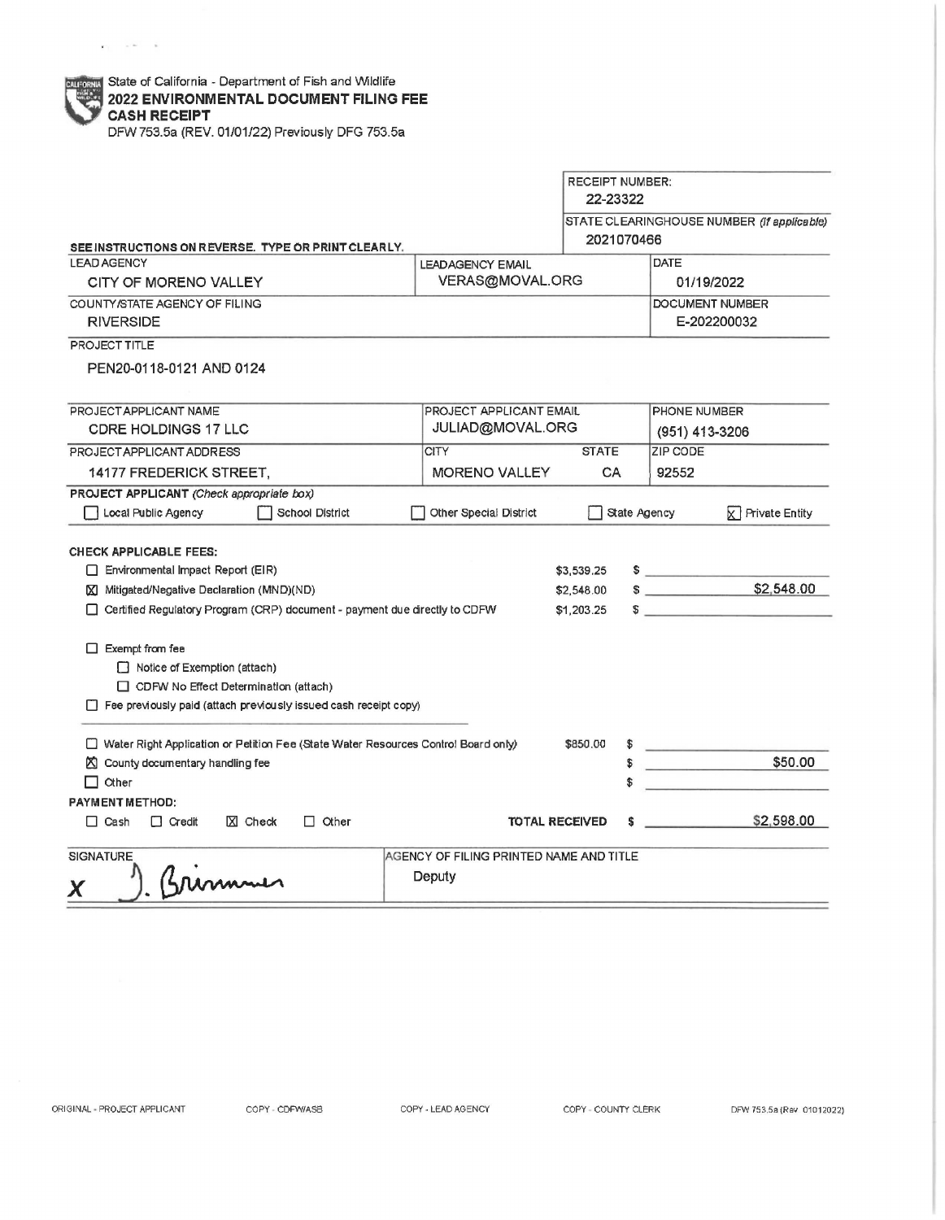State of California - Department of Fish and Wildlife

**2022 ENVIRONMENTAL DOCUMENT FILING FEE**
**CASH RECEIPT**

DFW 753.5a (REV. 01/01/22) Previously DFG 753.5a

| | |
|---|---|
| RECEIPT NUMBER: | 22-23322 |
| STATE CLEARINGHOUSE NUMBER *(If applicable)* | 2021070466 |

SEE INSTRUCTIONS ON REVERSE. TYPE OR PRINT CLEARLY.

| LEAD AGENCY | LEADAGENCY EMAIL | DATE |
|---|---|---|
| CITY OF MORENO VALLEY | VERAS@MOVAL.ORG | 01/19/2022 |
| **COUNTY/STATE AGENCY OF FILING** | | **DOCUMENT NUMBER** |
| RIVERSIDE | | E-202200032 |

PROJECT TITLE

PEN20-0118-0121 AND 0124

| PROJECT APPLICANT NAME | PROJECT APPLICANT EMAIL | | PHONE NUMBER |
|---|---|---|---|
| CDRE HOLDINGS 17 LLC | JULIAD@MOVAL.ORG | | (951) 413-3206 |
| **PROJECT APPLICANT ADDRESS** | **CITY** | **STATE** | **ZIP CODE** |
| 14177 FREDERICK STREET, | MORENO VALLEY | CA | 92552 |

**PROJECT APPLICANT** *(Check appropriate box)*

- [ ] Local Public Agency
- [ ] School District
- [ ] Other Special District
- [ ] State Agency
- [x] Private Entity

**CHECK APPLICABLE FEES:**

| Fee | Rate | Amount |
|---|---|---|
| [ ] Environmental Impact Report (EIR) | $3,539.25 | $ |
| [x] Mitigated/Negative Declaration (MND)(ND) | $2,548.00 | $2,548.00 |
| [ ] Certified Regulatory Program (CRP) document - payment due directly to CDFW | $1,203.25 | $ |

- [ ] Exempt from fee
  - [ ] Notice of Exemption (attach)
  - [ ] CDFW No Effect Determination (attach)
- [ ] Fee previously paid (attach previously issued cash receipt copy)

| Fee | Rate | Amount |
|---|---|---|
| [ ] Water Right Application or Petition Fee (State Water Resources Control Board only) | $850.00 | $ |
| [x] County documentary handling fee | | $50.00 |
| [ ] Other | | $ |

**PAYMENT METHOD:**

- [ ] Cash
- [ ] Credit
- [x] Check
- [ ] Other

**TOTAL RECEIVED** $2,598.00

| SIGNATURE | AGENCY OF FILING PRINTED NAME AND TITLE |
|---|---|
| X J. Brimmer | Deputy |

ORIGINAL - PROJECT APPLICANT | COPY - CDFW/ASB | COPY - LEAD AGENCY | COPY - COUNTY CLERK | DFW 753.5a (Rev. 01012022)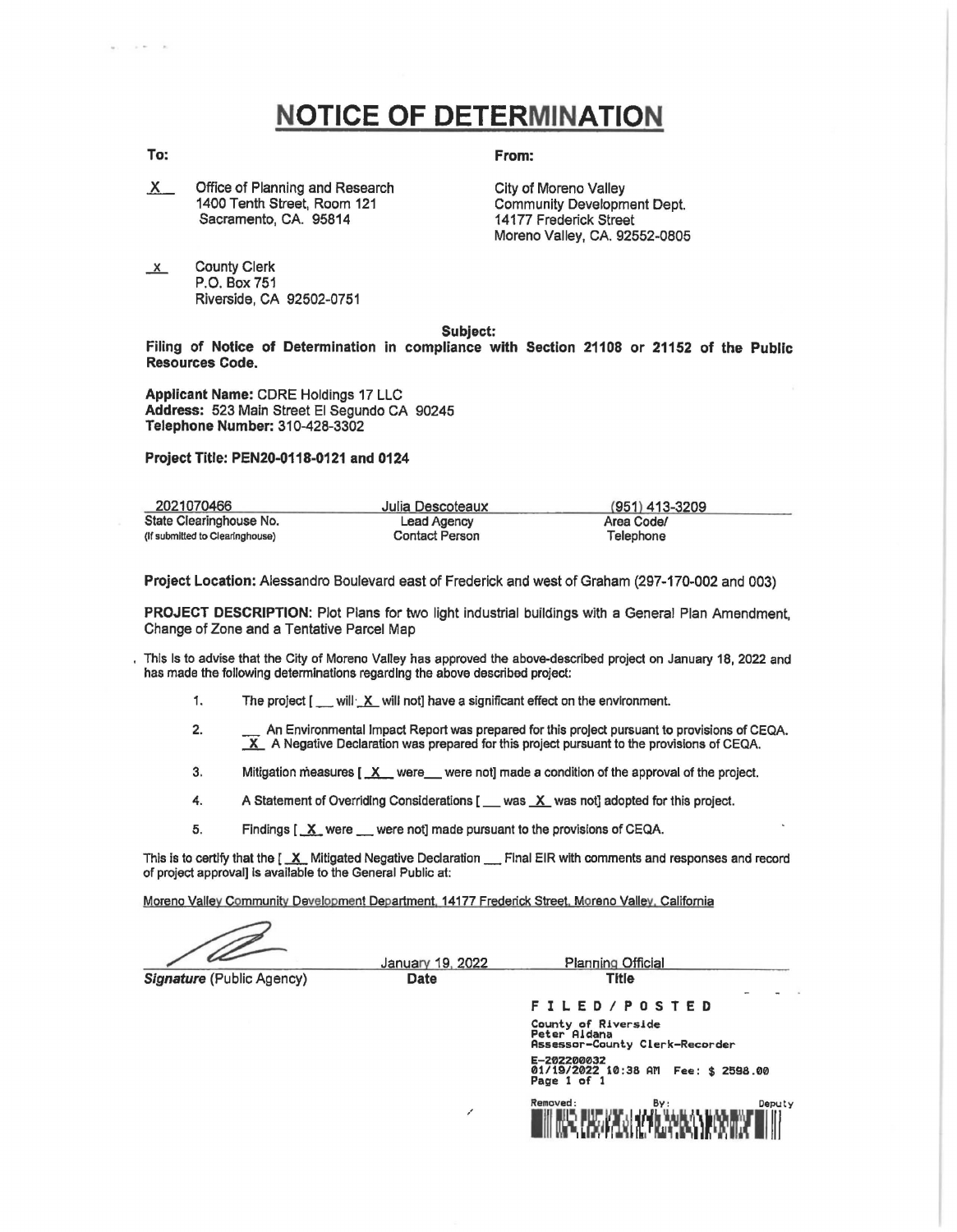# NOTICE OF DETERMINATION

**To:**

X Office of Planning and Research
1400 Tenth Street, Room 121
Sacramento, CA. 95814

X County Clerk
P.O. Box 751
Riverside, CA 92502-0751

**From:**

City of Moreno Valley
Community Development Dept.
14177 Frederick Street
Moreno Valley, CA. 92552-0805

**Subject:**
**Filing of Notice of Determination in compliance with Section 21108 or 21152 of the Public Resources Code.**

**Applicant Name:** CDRE Holdings 17 LLC
**Address:** 523 Main Street El Segundo CA 90245
**Telephone Number:** 310-428-3302

**Project Title: PEN20-0118-0121 and 0124**

| 2021070466 | Julia Descoteaux | (951) 413-3209 |
|---|---|---|
| State Clearinghouse No. (If submitted to Clearinghouse) | Lead Agency Contact Person | Area Code/ Telephone |

**Project Location:** Alessandro Boulevard east of Frederick and west of Graham (297-170-002 and 003)

**PROJECT DESCRIPTION:** Plot Plans for two light industrial buildings with a General Plan Amendment, Change of Zone and a Tentative Parcel Map

This is to advise that the City of Moreno Valley has approved the above-described project on January 18, 2022 and has made the following determinations regarding the above described project:

1. The project [ __ will X will not] have a significant effect on the environment.
2. __ An Environmental Impact Report was prepared for this project pursuant to provisions of CEQA.
   X A Negative Declaration was prepared for this project pursuant to the provisions of CEQA.
3. Mitigation measures [ X were __ were not] made a condition of the approval of the project.
4. A Statement of Overriding Considerations [ __ was X was not] adopted for this project.
5. Findings [ X were __ were not] made pursuant to the provisions of CEQA.

This is to certify that the [ X Mitigated Negative Declaration __ Final EIR with comments and responses and record of project approval] is available to the General Public at:

Moreno Valley Community Development Department, 14177 Frederick Street, Moreno Valley, California

| | | |
|---|---|---|
| *Signature* (Public Agency) | January 19, 2022 **Date** | Planning Official **Title** |

FILED/POSTED
County of Riverside
Peter Aldana
Assessor-County Clerk-Recorder
E-202200032
01/19/2022 10:38 AM Fee: $ 2598.00
Page 1 of 1
Removed: By: Deputy